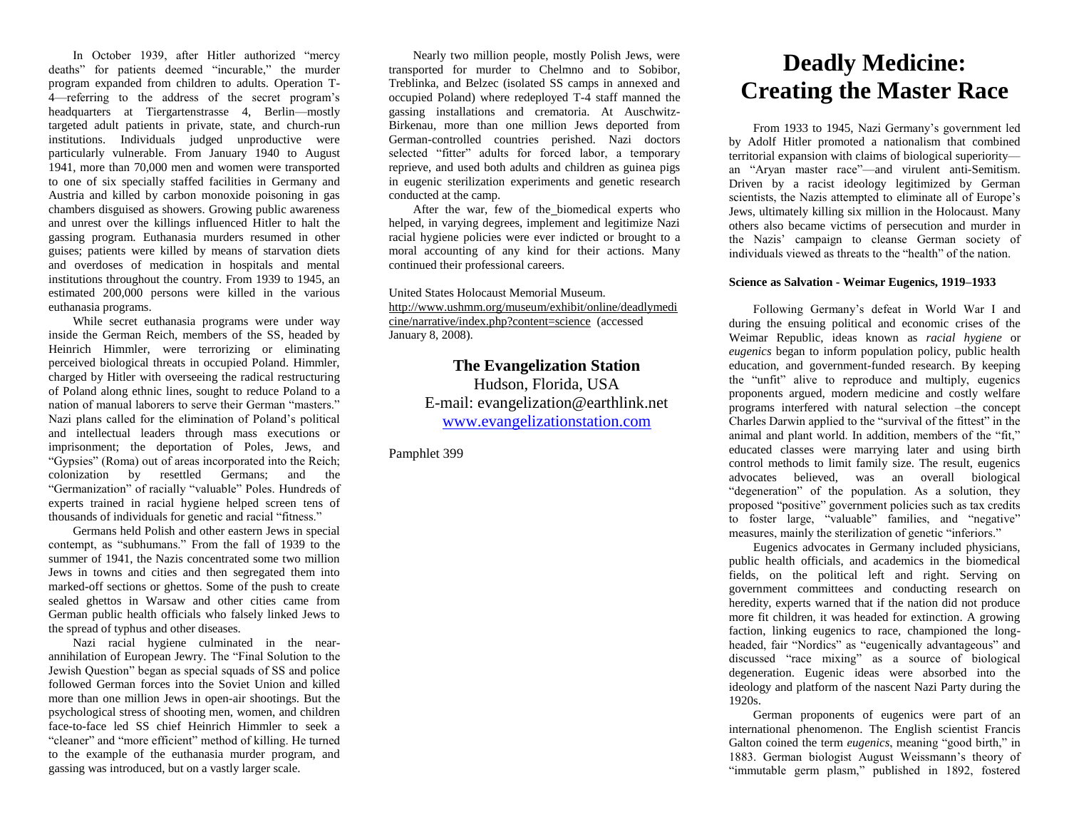In October 1939, after Hitler authorized "mercy deaths" for patients deemed "incurable," the murder program expanded from children to adults. Operation T-4—referring to the address of the secret program's headquarters at Tiergartenstrasse 4, Berlin—mostly targeted adult patients in private, state, and church-run institutions. Individuals judged unproductive were particularly vulnerable. From January 1940 to August 1941, more than 70,000 men and women were transported to one of six specially staffed facilities in Germany and Austria and killed by carbon monoxide poisoning in gas chambers disguised as showers. Growing public awareness and unrest over the killings influenced Hitler to halt the gassing program. Euthanasia murders resumed in other guises; patients were killed by means of starvation diets and overdoses of medication in hospitals and mental institutions throughout the country. From 1939 to 1945, an estimated 200,000 persons were killed in the various euthanasia programs.

While secret euthanasia programs were under way inside the German Reich, members of the SS, headed by Heinrich Himmler, were terrorizing or eliminating perceived biological threats in occupied Poland. Himmler, charged by Hitler with overseeing the radical restructuring of Poland along ethnic lines, sought to reduce Poland to a nation of manual laborers to serve their German "masters." Nazi plans called for the elimination of Poland's political and intellectual leaders through mass executions or imprisonment; the deportation of Poles, Jews, and "Gypsies" (Roma) out of areas incorporated into the Reich; colonization by resettled Germans; and the "Germanization" of racially "valuable" Poles. Hundreds of experts trained in racial hygiene helped screen tens of thousands of individuals for genetic and racial "fitness."

Germans held Polish and other eastern Jews in special contempt, as "subhumans." From the fall of 1939 to the summer of 1941, the Nazis concentrated some two million Jews in towns and cities and then segregated them into marked-off sections or ghettos. Some of the push to create sealed ghettos in Warsaw and other cities came from German public health officials who falsely linked Jews to the spread of typhus and other diseases.

Nazi racial hygiene culminated in the near-annihilation of European Jewry. The "Final Solution to the Jewish Question" began as special squads of SS and police followed German forces into the Soviet Union and killed more than one million Jews in open-air shootings. But the psychological stress of shooting men, women, and children face-to-face led SS chief Heinrich Himmler to seek a "cleaner" and "more efficient" method of killing. He turned to the example of the euthanasia murder program, and gassing was introduced, but on a vastly larger scale.

Nearly two million people, mostly Polish Jews, were transported for murder to Chelmno and to Sobibor, Treblinka, and Belzec (isolated SS camps in annexed and occupied Poland) where redeployed T-4 staff manned the gassing installations and crematoria. At Auschwitz-Birkenau, more than one million Jews deported from German-controlled countries perished. Nazi doctors selected "fitter" adults for forced labor, a temporary reprieve, and used both adults and children as guinea pigs in eugenic sterilization experiments and genetic research conducted at the camp.

After the war, few of the biomedical experts who helped, in varying degrees, implement and legitimize Nazi racial hygiene policies were ever indicted or brought to a moral accounting of any kind for their actions. Many continued their professional careers.

United States Holocaust Memorial Museum. http://www.ushmm.org/museum/exhibit/online/deadlymedicine/narrative/index.php?content=science (accessed January 8, 2008).

**The Evangelization Station**
Hudson, Florida, USA
E-mail: evangelization@earthlink.net
www.evangelizationstation.com

Pamphlet 399

# Deadly Medicine: Creating the Master Race

From 1933 to 1945, Nazi Germany's government led by Adolf Hitler promoted a nationalism that combined territorial expansion with claims of biological superiority—an "Aryan master race"—and virulent anti-Semitism. Driven by a racist ideology legitimized by German scientists, the Nazis attempted to eliminate all of Europe's Jews, ultimately killing six million in the Holocaust. Many others also became victims of persecution and murder in the Nazis' campaign to cleanse German society of individuals viewed as threats to the "health" of the nation.

**Science as Salvation - Weimar Eugenics, 1919–1933**

Following Germany's defeat in World War I and during the ensuing political and economic crises of the Weimar Republic, ideas known as *racial hygiene* or *eugenics* began to inform population policy, public health education, and government-funded research. By keeping the "unfit" alive to reproduce and multiply, eugenics proponents argued, modern medicine and costly welfare programs interfered with natural selection –the concept Charles Darwin applied to the "survival of the fittest" in the animal and plant world. In addition, members of the "fit," educated classes were marrying later and using birth control methods to limit family size. The result, eugenics advocates believed, was an overall biological "degeneration" of the population. As a solution, they proposed "positive" government policies such as tax credits to foster large, "valuable" families, and "negative" measures, mainly the sterilization of genetic "inferiors."

Eugenics advocates in Germany included physicians, public health officials, and academics in the biomedical fields, on the political left and right. Serving on government committees and conducting research on heredity, experts warned that if the nation did not produce more fit children, it was headed for extinction. A growing faction, linking eugenics to race, championed the long-headed, fair "Nordics" as "eugenically advantageous" and discussed "race mixing" as a source of biological degeneration. Eugenic ideas were absorbed into the ideology and platform of the nascent Nazi Party during the 1920s.

German proponents of eugenics were part of an international phenomenon. The English scientist Francis Galton coined the term *eugenics*, meaning "good birth," in 1883. German biologist August Weissmann's theory of "immutable germ plasm," published in 1892, fostered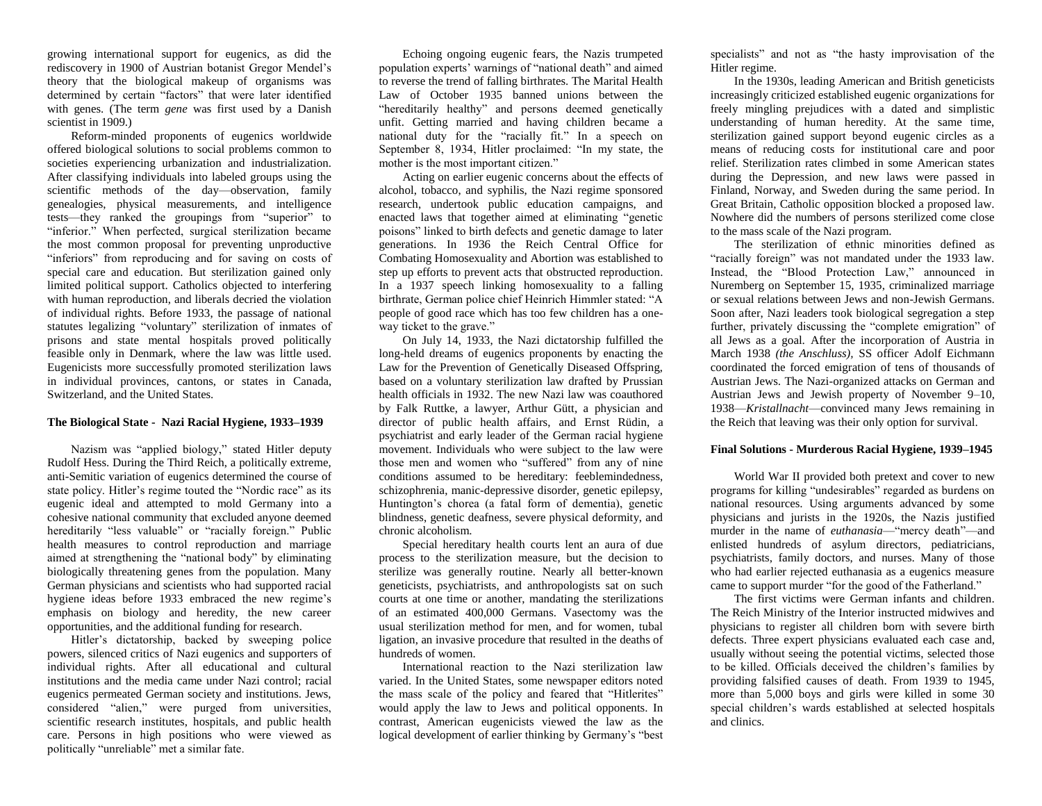growing international support for eugenics, as did the rediscovery in 1900 of Austrian botanist Gregor Mendel's theory that the biological makeup of organisms was determined by certain "factors" that were later identified with genes. (The term *gene* was first used by a Danish scientist in 1909.)

Reform-minded proponents of eugenics worldwide offered biological solutions to social problems common to societies experiencing urbanization and industrialization. After classifying individuals into labeled groups using the scientific methods of the day—observation, family genealogies, physical measurements, and intelligence tests—they ranked the groupings from "superior" to "inferior." When perfected, surgical sterilization became the most common proposal for preventing unproductive "inferiors" from reproducing and for saving on costs of special care and education. But sterilization gained only limited political support. Catholics objected to interfering with human reproduction, and liberals decried the violation of individual rights. Before 1933, the passage of national statutes legalizing "voluntary" sterilization of inmates of prisons and state mental hospitals proved politically feasible only in Denmark, where the law was little used. Eugenicists more successfully promoted sterilization laws in individual provinces, cantons, or states in Canada, Switzerland, and the United States.

### The Biological State - Nazi Racial Hygiene, 1933–1939

Nazism was "applied biology," stated Hitler deputy Rudolf Hess. During the Third Reich, a politically extreme, anti-Semitic variation of eugenics determined the course of state policy. Hitler's regime touted the "Nordic race" as its eugenic ideal and attempted to mold Germany into a cohesive national community that excluded anyone deemed hereditarily "less valuable" or "racially foreign." Public health measures to control reproduction and marriage aimed at strengthening the "national body" by eliminating biologically threatening genes from the population. Many German physicians and scientists who had supported racial hygiene ideas before 1933 embraced the new regime's emphasis on biology and heredity, the new career opportunities, and the additional funding for research.

Hitler's dictatorship, backed by sweeping police powers, silenced critics of Nazi eugenics and supporters of individual rights. After all educational and cultural institutions and the media came under Nazi control; racial eugenics permeated German society and institutions. Jews, considered "alien," were purged from universities, scientific research institutes, hospitals, and public health care. Persons in high positions who were viewed as politically "unreliable" met a similar fate.

Echoing ongoing eugenic fears, the Nazis trumpeted population experts' warnings of "national death" and aimed to reverse the trend of falling birthrates. The Marital Health Law of October 1935 banned unions between the "hereditarily healthy" and persons deemed genetically unfit. Getting married and having children became a national duty for the "racially fit." In a speech on September 8, 1934, Hitler proclaimed: "In my state, the mother is the most important citizen."

Acting on earlier eugenic concerns about the effects of alcohol, tobacco, and syphilis, the Nazi regime sponsored research, undertook public education campaigns, and enacted laws that together aimed at eliminating "genetic poisons" linked to birth defects and genetic damage to later generations. In 1936 the Reich Central Office for Combating Homosexuality and Abortion was established to step up efforts to prevent acts that obstructed reproduction. In a 1937 speech linking homosexuality to a falling birthrate, German police chief Heinrich Himmler stated: "A people of good race which has too few children has a one-way ticket to the grave."

On July 14, 1933, the Nazi dictatorship fulfilled the long-held dreams of eugenics proponents by enacting the Law for the Prevention of Genetically Diseased Offspring, based on a voluntary sterilization law drafted by Prussian health officials in 1932. The new Nazi law was coauthored by Falk Ruttke, a lawyer, Arthur Gütt, a physician and director of public health affairs, and Ernst Rüdin, a psychiatrist and early leader of the German racial hygiene movement. Individuals who were subject to the law were those men and women who "suffered" from any of nine conditions assumed to be hereditary: feeblemindedness, schizophrenia, manic-depressive disorder, genetic epilepsy, Huntington's chorea (a fatal form of dementia), genetic blindness, genetic deafness, severe physical deformity, and chronic alcoholism.

Special hereditary health courts lent an aura of due process to the sterilization measure, but the decision to sterilize was generally routine. Nearly all better-known geneticists, psychiatrists, and anthropologists sat on such courts at one time or another, mandating the sterilizations of an estimated 400,000 Germans. Vasectomy was the usual sterilization method for men, and for women, tubal ligation, an invasive procedure that resulted in the deaths of hundreds of women.

International reaction to the Nazi sterilization law varied. In the United States, some newspaper editors noted the mass scale of the policy and feared that "Hitlerites" would apply the law to Jews and political opponents. In contrast, American eugenicists viewed the law as the logical development of earlier thinking by Germany's "best specialists" and not as "the hasty improvisation of the Hitler regime.

In the 1930s, leading American and British geneticists increasingly criticized established eugenic organizations for freely mingling prejudices with a dated and simplistic understanding of human heredity. At the same time, sterilization gained support beyond eugenic circles as a means of reducing costs for institutional care and poor relief. Sterilization rates climbed in some American states during the Depression, and new laws were passed in Finland, Norway, and Sweden during the same period. In Great Britain, Catholic opposition blocked a proposed law. Nowhere did the numbers of persons sterilized come close to the mass scale of the Nazi program.

The sterilization of ethnic minorities defined as "racially foreign" was not mandated under the 1933 law. Instead, the "Blood Protection Law," announced in Nuremberg on September 15, 1935, criminalized marriage or sexual relations between Jews and non-Jewish Germans. Soon after, Nazi leaders took biological segregation a step further, privately discussing the "complete emigration" of all Jews as a goal. After the incorporation of Austria in March 1938 *(the Anschluss),* SS officer Adolf Eichmann coordinated the forced emigration of tens of thousands of Austrian Jews. The Nazi-organized attacks on German and Austrian Jews and Jewish property of November 9–10, 1938—*Kristallnacht*—convinced many Jews remaining in the Reich that leaving was their only option for survival.

### Final Solutions - Murderous Racial Hygiene, 1939–1945

World War II provided both pretext and cover to new programs for killing "undesirables" regarded as burdens on national resources. Using arguments advanced by some physicians and jurists in the 1920s, the Nazis justified murder in the name of *euthanasia*—"mercy death"—and enlisted hundreds of asylum directors, pediatricians, psychiatrists, family doctors, and nurses. Many of those who had earlier rejected euthanasia as a eugenics measure came to support murder "for the good of the Fatherland."

The first victims were German infants and children. The Reich Ministry of the Interior instructed midwives and physicians to register all children born with severe birth defects. Three expert physicians evaluated each case and, usually without seeing the potential victims, selected those to be killed. Officials deceived the children's families by providing falsified causes of death. From 1939 to 1945, more than 5,000 boys and girls were killed in some 30 special children's wards established at selected hospitals and clinics.